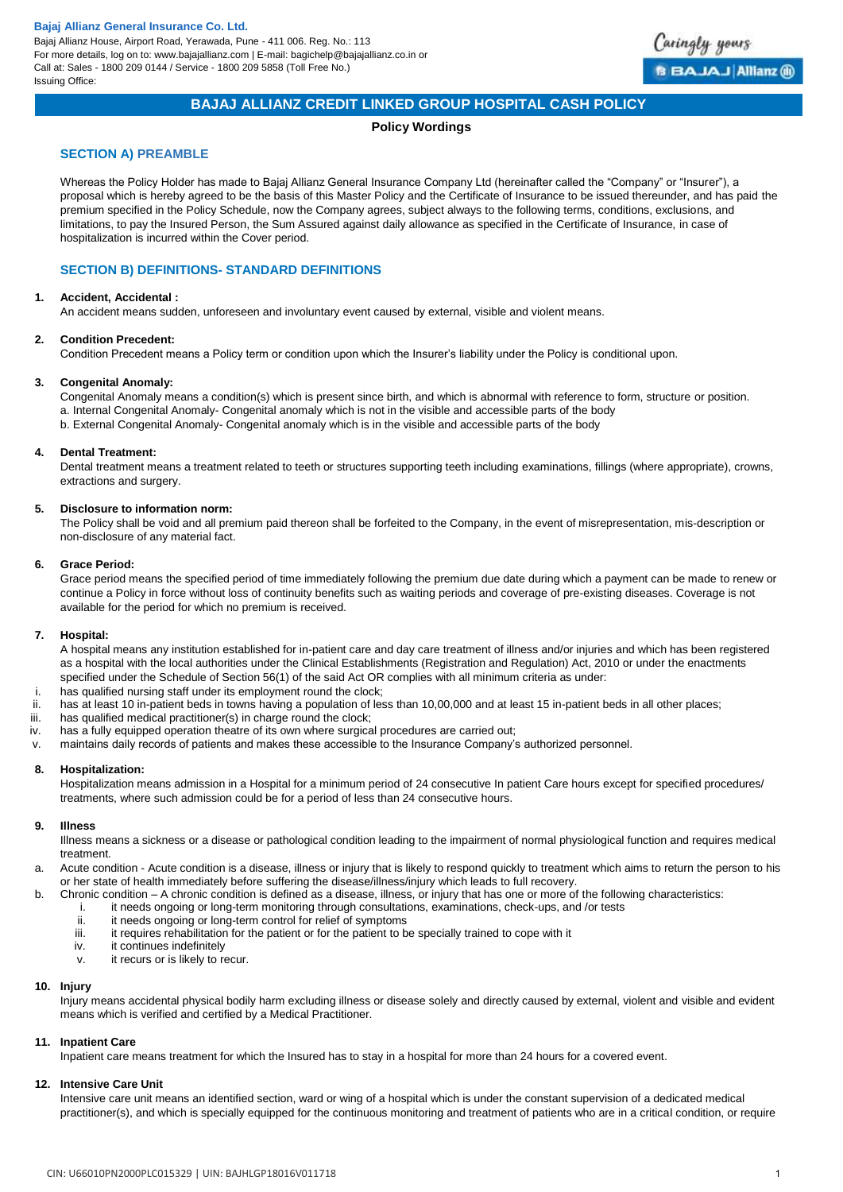**Bajaj Allianz General Insurance Co. Ltd.**
Bajaj Allianz House, Airport Road, Yerawada, Pune - 411 006. Reg. No.: 113
For more details, log on to: www.bajajallianz.com | E-mail: bagichelp@bajajallianz.co.in or
Call at: Sales - 1800 209 0144 / Service - 1800 209 5858 (Toll Free No.)
Issuing Office:

# BAJAJ ALLIANZ CREDIT LINKED GROUP HOSPITAL CASH POLICY

**Policy Wordings**

## SECTION A) PREAMBLE

Whereas the Policy Holder has made to Bajaj Allianz General Insurance Company Ltd (hereinafter called the "Company" or "Insurer"), a proposal which is hereby agreed to be the basis of this Master Policy and the Certificate of Insurance to be issued thereunder, and has paid the premium specified in the Policy Schedule, now the Company agrees, subject always to the following terms, conditions, exclusions, and limitations, to pay the Insured Person, the Sum Assured against daily allowance as specified in the Certificate of Insurance, in case of hospitalization is incurred within the Cover period.

## SECTION B) DEFINITIONS- STANDARD DEFINITIONS

**1. Accident, Accidental :**
An accident means sudden, unforeseen and involuntary event caused by external, visible and violent means.

**2. Condition Precedent:**
Condition Precedent means a Policy term or condition upon which the Insurer's liability under the Policy is conditional upon.

**3. Congenital Anomaly:**
Congenital Anomaly means a condition(s) which is present since birth, and which is abnormal with reference to form, structure or position.
a. Internal Congenital Anomaly- Congenital anomaly which is not in the visible and accessible parts of the body
b. External Congenital Anomaly- Congenital anomaly which is in the visible and accessible parts of the body

**4. Dental Treatment:**
Dental treatment means a treatment related to teeth or structures supporting teeth including examinations, fillings (where appropriate), crowns, extractions and surgery.

**5. Disclosure to information norm:**
The Policy shall be void and all premium paid thereon shall be forfeited to the Company, in the event of misrepresentation, mis-description or non-disclosure of any material fact.

**6. Grace Period:**
Grace period means the specified period of time immediately following the premium due date during which a payment can be made to renew or continue a Policy in force without loss of continuity benefits such as waiting periods and coverage of pre-existing diseases. Coverage is not available for the period for which no premium is received.

**7. Hospital:**
A hospital means any institution established for in-patient care and day care treatment of illness and/or injuries and which has been registered as a hospital with the local authorities under the Clinical Establishments (Registration and Regulation) Act, 2010 or under the enactments specified under the Schedule of Section 56(1) of the said Act OR complies with all minimum criteria as under:

i. has qualified nursing staff under its employment round the clock;
ii. has at least 10 in-patient beds in towns having a population of less than 10,00,000 and at least 15 in-patient beds in all other places;
iii. has qualified medical practitioner(s) in charge round the clock;
iv. has a fully equipped operation theatre of its own where surgical procedures are carried out;
v. maintains daily records of patients and makes these accessible to the Insurance Company's authorized personnel.

**8. Hospitalization:**
Hospitalization means admission in a Hospital for a minimum period of 24 consecutive In patient Care hours except for specified procedures/ treatments, where such admission could be for a period of less than 24 consecutive hours.

**9. Illness**
Illness means a sickness or a disease or pathological condition leading to the impairment of normal physiological function and requires medical treatment.

a. Acute condition - Acute condition is a disease, illness or injury that is likely to respond quickly to treatment which aims to return the person to his or her state of health immediately before suffering the disease/illness/injury which leads to full recovery.
b. Chronic condition – A chronic condition is defined as a disease, illness, or injury that has one or more of the following characteristics:
    i. it needs ongoing or long-term monitoring through consultations, examinations, check-ups, and /or tests
    ii. it needs ongoing or long-term control for relief of symptoms
    iii. it requires rehabilitation for the patient or for the patient to be specially trained to cope with it
    iv. it continues indefinitely
    v. it recurs or is likely to recur.

**10. Injury**
Injury means accidental physical bodily harm excluding illness or disease solely and directly caused by external, violent and visible and evident means which is verified and certified by a Medical Practitioner.

**11. Inpatient Care**
Inpatient care means treatment for which the Insured has to stay in a hospital for more than 24 hours for a covered event.

**12. Intensive Care Unit**
Intensive care unit means an identified section, ward or wing of a hospital which is under the constant supervision of a dedicated medical practitioner(s), and which is specially equipped for the continuous monitoring and treatment of patients who are in a critical condition, or require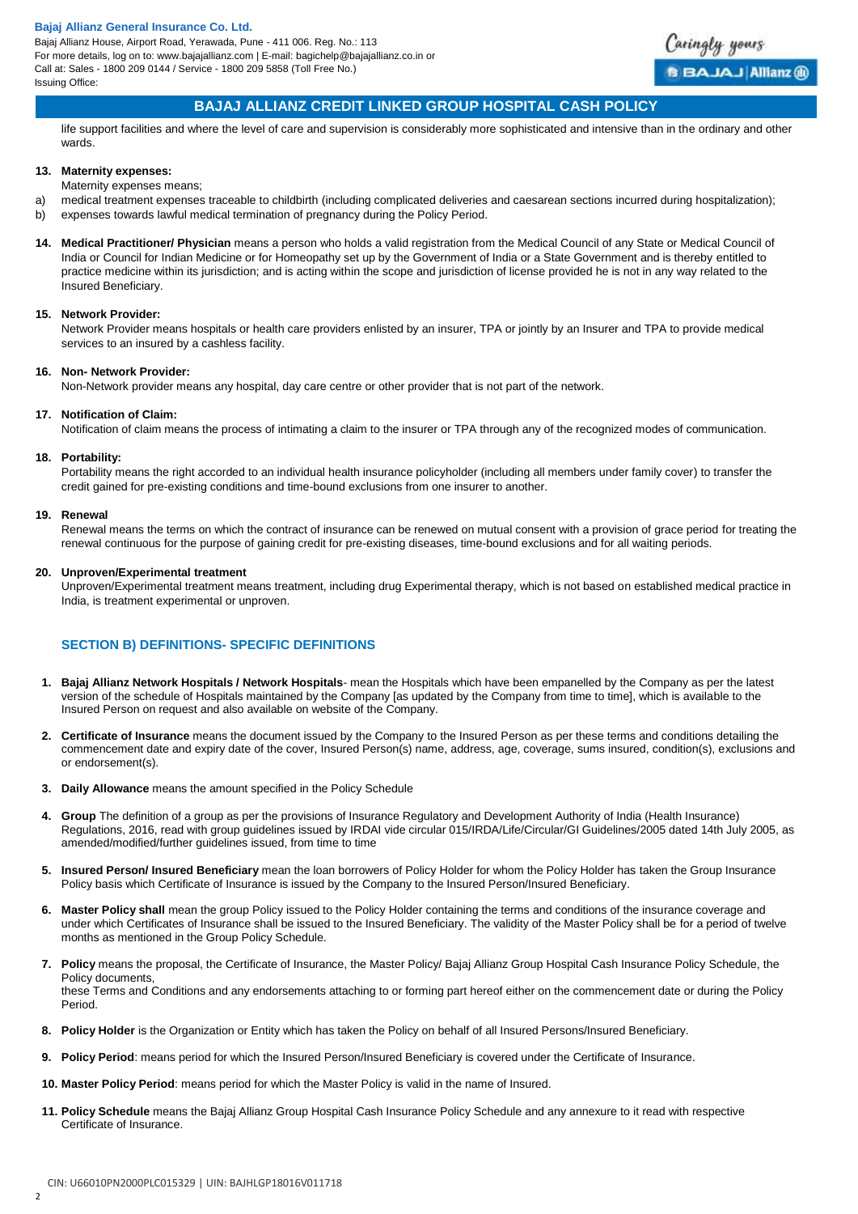life support facilities and where the level of care and supervision is considerably more sophisticated and intensive than in the ordinary and other wards.

**13. Maternity expenses:**

Maternity expenses means;

a) medical treatment expenses traceable to childbirth (including complicated deliveries and caesarean sections incurred during hospitalization);

b) expenses towards lawful medical termination of pregnancy during the Policy Period.

**14. Medical Practitioner/ Physician** means a person who holds a valid registration from the Medical Council of any State or Medical Council of India or Council for Indian Medicine or for Homeopathy set up by the Government of India or a State Government and is thereby entitled to practice medicine within its jurisdiction; and is acting within the scope and jurisdiction of license provided he is not in any way related to the Insured Beneficiary.

**15. Network Provider:**

Network Provider means hospitals or health care providers enlisted by an insurer, TPA or jointly by an Insurer and TPA to provide medical services to an insured by a cashless facility.

**16. Non- Network Provider:**

Non-Network provider means any hospital, day care centre or other provider that is not part of the network.

**17. Notification of Claim:**

Notification of claim means the process of intimating a claim to the insurer or TPA through any of the recognized modes of communication.

**18. Portability:**

Portability means the right accorded to an individual health insurance policyholder (including all members under family cover) to transfer the credit gained for pre-existing conditions and time-bound exclusions from one insurer to another.

**19. Renewal**

Renewal means the terms on which the contract of insurance can be renewed on mutual consent with a provision of grace period for treating the renewal continuous for the purpose of gaining credit for pre-existing diseases, time-bound exclusions and for all waiting periods.

**20. Unproven/Experimental treatment**

Unproven/Experimental treatment means treatment, including drug Experimental therapy, which is not based on established medical practice in India, is treatment experimental or unproven.

## SECTION B) DEFINITIONS- SPECIFIC DEFINITIONS

1. **Bajaj Allianz Network Hospitals / Network Hospitals**- mean the Hospitals which have been empanelled by the Company as per the latest version of the schedule of Hospitals maintained by the Company [as updated by the Company from time to time], which is available to the Insured Person on request and also available on website of the Company.
2. **Certificate of Insurance** means the document issued by the Company to the Insured Person as per these terms and conditions detailing the commencement date and expiry date of the cover, Insured Person(s) name, address, age, coverage, sums insured, condition(s), exclusions and or endorsement(s).
3. **Daily Allowance** means the amount specified in the Policy Schedule
4. **Group** The definition of a group as per the provisions of Insurance Regulatory and Development Authority of India (Health Insurance) Regulations, 2016, read with group guidelines issued by IRDAI vide circular 015/IRDA/Life/Circular/GI Guidelines/2005 dated 14th July 2005, as amended/modified/further guidelines issued, from time to time
5. **Insured Person/ Insured Beneficiary** mean the loan borrowers of Policy Holder for whom the Policy Holder has taken the Group Insurance Policy basis which Certificate of Insurance is issued by the Company to the Insured Person/Insured Beneficiary.
6. **Master Policy shall** mean the group Policy issued to the Policy Holder containing the terms and conditions of the insurance coverage and under which Certificates of Insurance shall be issued to the Insured Beneficiary. The validity of the Master Policy shall be for a period of twelve months as mentioned in the Group Policy Schedule.
7. **Policy** means the proposal, the Certificate of Insurance, the Master Policy/ Bajaj Allianz Group Hospital Cash Insurance Policy Schedule, the Policy documents,
   these Terms and Conditions and any endorsements attaching to or forming part hereof either on the commencement date or during the Policy Period.
8. **Policy Holder** is the Organization or Entity which has taken the Policy on behalf of all Insured Persons/Insured Beneficiary.
9. **Policy Period**: means period for which the Insured Person/Insured Beneficiary is covered under the Certificate of Insurance.
10. **Master Policy Period**: means period for which the Master Policy is valid in the name of Insured.
11. **Policy Schedule** means the Bajaj Allianz Group Hospital Cash Insurance Policy Schedule and any annexure to it read with respective Certificate of Insurance.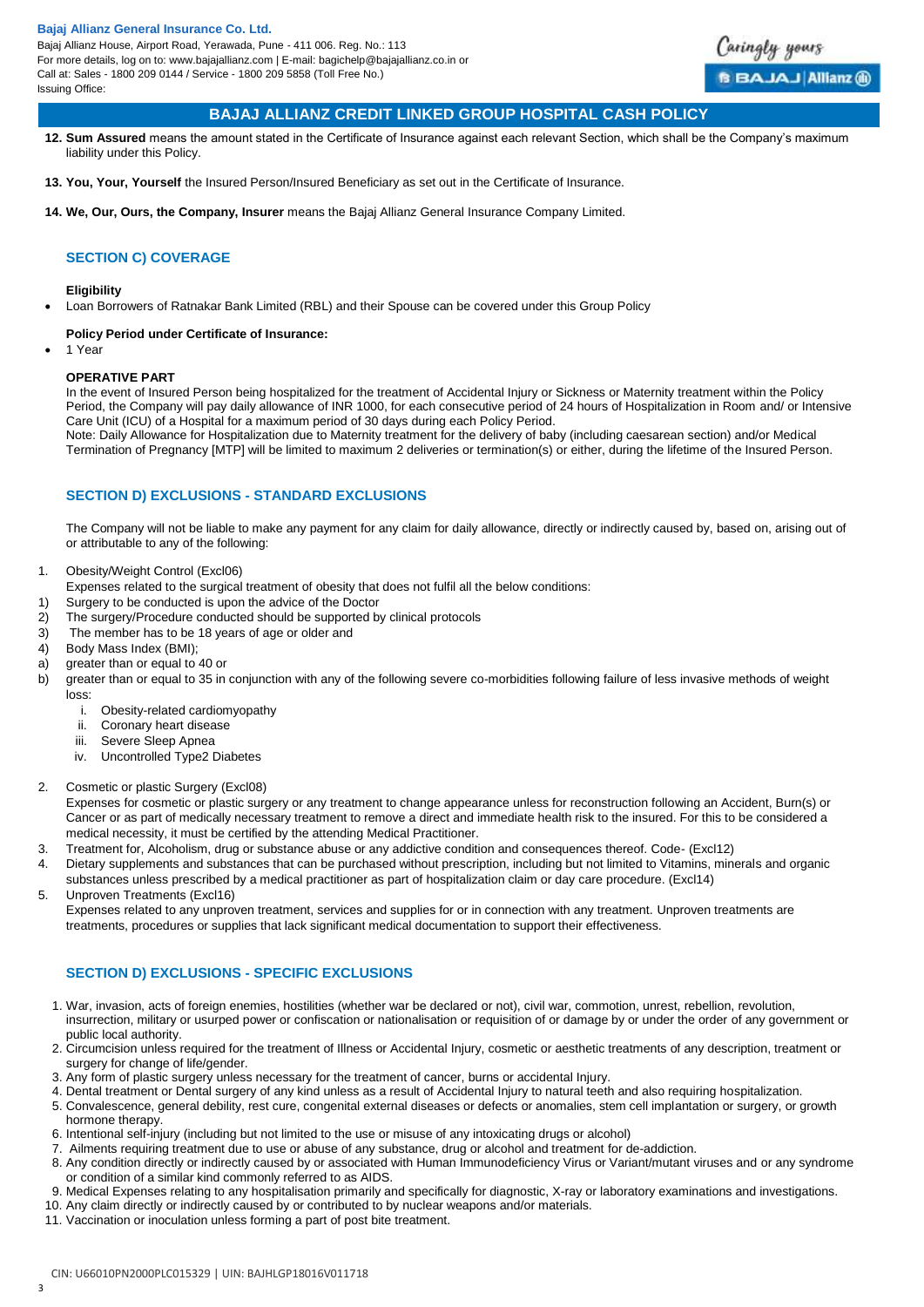## BAJAJ ALLIANZ CREDIT LINKED GROUP HOSPITAL CASH POLICY

12. **Sum Assured** means the amount stated in the Certificate of Insurance against each relevant Section, which shall be the Company's maximum liability under this Policy.

13. **You, Your, Yourself** the Insured Person/Insured Beneficiary as set out in the Certificate of Insurance.

14. **We, Our, Ours, the Company, Insurer** means the Bajaj Allianz General Insurance Company Limited.

### SECTION C) COVERAGE

**Eligibility**

- Loan Borrowers of Ratnakar Bank Limited (RBL) and their Spouse can be covered under this Group Policy

**Policy Period under Certificate of Insurance:**

- 1 Year

**OPERATIVE PART**

In the event of Insured Person being hospitalized for the treatment of Accidental Injury or Sickness or Maternity treatment within the Policy Period, the Company will pay daily allowance of INR 1000, for each consecutive period of 24 hours of Hospitalization in Room and/ or Intensive Care Unit (ICU) of a Hospital for a maximum period of 30 days during each Policy Period.

Note: Daily Allowance for Hospitalization due to Maternity treatment for the delivery of baby (including caesarean section) and/or Medical Termination of Pregnancy [MTP] will be limited to maximum 2 deliveries or termination(s) or either, during the lifetime of the Insured Person.

### SECTION D) EXCLUSIONS - STANDARD EXCLUSIONS

The Company will not be liable to make any payment for any claim for daily allowance, directly or indirectly caused by, based on, arising out of or attributable to any of the following:

1. Obesity/Weight Control (Excl06)
   Expenses related to the surgical treatment of obesity that does not fulfil all the below conditions:
   1) Surgery to be conducted is upon the advice of the Doctor
   2) The surgery/Procedure conducted should be supported by clinical protocols
   3) The member has to be 18 years of age or older and
   4) Body Mass Index (BMI);
   a) greater than or equal to 40 or
   b) greater than or equal to 35 in conjunction with any of the following severe co-morbidities following failure of less invasive methods of weight loss:
      i. Obesity-related cardiomyopathy
      ii. Coronary heart disease
      iii. Severe Sleep Apnea
      iv. Uncontrolled Type2 Diabetes

2. Cosmetic or plastic Surgery (Excl08)
   Expenses for cosmetic or plastic surgery or any treatment to change appearance unless for reconstruction following an Accident, Burn(s) or Cancer or as part of medically necessary treatment to remove a direct and immediate health risk to the insured. For this to be considered a medical necessity, it must be certified by the attending Medical Practitioner.
3. Treatment for, Alcoholism, drug or substance abuse or any addictive condition and consequences thereof. Code- (Excl12)
4. Dietary supplements and substances that can be purchased without prescription, including but not limited to Vitamins, minerals and organic substances unless prescribed by a medical practitioner as part of hospitalization claim or day care procedure. (Excl14)
5. Unproven Treatments (Excl16)
   Expenses related to any unproven treatment, services and supplies for or in connection with any treatment. Unproven treatments are treatments, procedures or supplies that lack significant medical documentation to support their effectiveness.

### SECTION D) EXCLUSIONS - SPECIFIC EXCLUSIONS

1. War, invasion, acts of foreign enemies, hostilities (whether war be declared or not), civil war, commotion, unrest, rebellion, revolution, insurrection, military or usurped power or confiscation or nationalisation or requisition of or damage by or under the order of any government or public local authority.
2. Circumcision unless required for the treatment of Illness or Accidental Injury, cosmetic or aesthetic treatments of any description, treatment or surgery for change of life/gender.
3. Any form of plastic surgery unless necessary for the treatment of cancer, burns or accidental Injury.
4. Dental treatment or Dental surgery of any kind unless as a result of Accidental Injury to natural teeth and also requiring hospitalization.
5. Convalescence, general debility, rest cure, congenital external diseases or defects or anomalies, stem cell implantation or surgery, or growth hormone therapy.
6. Intentional self-injury (including but not limited to the use or misuse of any intoxicating drugs or alcohol)
7. Ailments requiring treatment due to use or abuse of any substance, drug or alcohol and treatment for de-addiction.
8. Any condition directly or indirectly caused by or associated with Human Immunodeficiency Virus or Variant/mutant viruses and or any syndrome or condition of a similar kind commonly referred to as AIDS.
9. Medical Expenses relating to any hospitalisation primarily and specifically for diagnostic, X-ray or laboratory examinations and investigations.
10. Any claim directly or indirectly caused by or contributed to by nuclear weapons and/or materials.
11. Vaccination or inoculation unless forming a part of post bite treatment.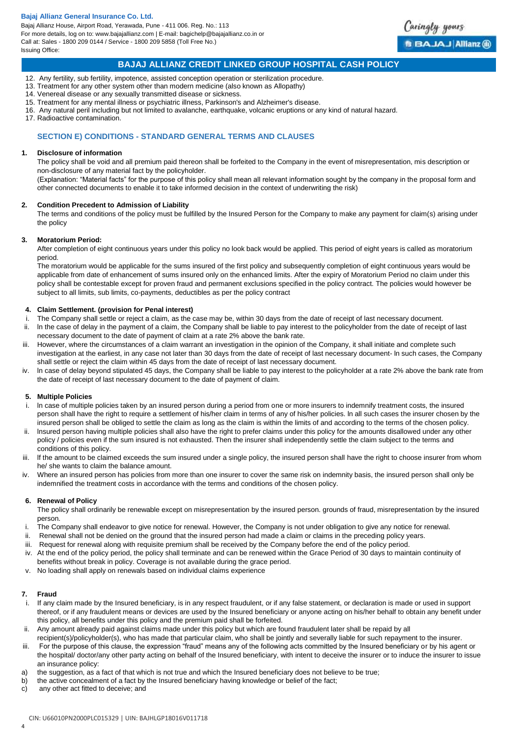12. Any fertility, sub fertility, impotence, assisted conception operation or sterilization procedure.
13. Treatment for any other system other than modern medicine (also known as Allopathy)
14. Venereal disease or any sexually transmitted disease or sickness.
15. Treatment for any mental illness or psychiatric illness, Parkinson's and Alzheimer's disease.
16. Any natural peril including but not limited to avalanche, earthquake, volcanic eruptions or any kind of natural hazard.
17. Radioactive contamination.

## SECTION E) CONDITIONS - STANDARD GENERAL TERMS AND CLAUSES

### 1. Disclosure of information

The policy shall be void and all premium paid thereon shall be forfeited to the Company in the event of misrepresentation, mis description or non-disclosure of any material fact by the policyholder.

(Explanation: "Material facts" for the purpose of this policy shall mean all relevant information sought by the company in the proposal form and other connected documents to enable it to take informed decision in the context of underwriting the risk)

### 2. Condition Precedent to Admission of Liability

The terms and conditions of the policy must be fulfilled by the Insured Person for the Company to make any payment for claim(s) arising under the policy

### 3. Moratorium Period:

After completion of eight continuous years under this policy no look back would be applied. This period of eight years is called as moratorium period.

The moratorium would be applicable for the sums insured of the first policy and subsequently completion of eight continuous years would be applicable from date of enhancement of sums insured only on the enhanced limits. After the expiry of Moratorium Period no claim under this policy shall be contestable except for proven fraud and permanent exclusions specified in the policy contract. The policies would however be subject to all limits, sub limits, co-payments, deductibles as per the policy contract

### 4. Claim Settlement. (provision for Penal interest)

i. The Company shall settle or reject a claim, as the case may be, within 30 days from the date of receipt of last necessary document.
ii. In the case of delay in the payment of a claim, the Company shall be liable to pay interest to the policyholder from the date of receipt of last necessary document to the date of payment of claim at a rate 2% above the bank rate.
iii. However, where the circumstances of a claim warrant an investigation in the opinion of the Company, it shall initiate and complete such investigation at the earliest, in any case not later than 30 days from the date of receipt of last necessary document- In such cases, the Company shall settle or reject the claim within 45 days from the date of receipt of last necessary document.
iv. In case of delay beyond stipulated 45 days, the Company shall be liable to pay interest to the policyholder at a rate 2% above the bank rate from the date of receipt of last necessary document to the date of payment of claim.

### 5. Multiple Policies

i. In case of multiple policies taken by an insured person during a period from one or more insurers to indemnify treatment costs, the insured person shall have the right to require a settlement of his/her claim in terms of any of his/her policies. In all such cases the insurer chosen by the insured person shall be obliged to settle the claim as long as the claim is within the limits of and according to the terms of the chosen policy.
ii. Insured person having multiple policies shall also have the right to prefer claims under this policy for the amounts disallowed under any other policy / policies even if the sum insured is not exhausted. Then the insurer shall independently settle the claim subject to the terms and conditions of this policy.
iii. If the amount to be claimed exceeds the sum insured under a single policy, the insured person shall have the right to choose insurer from whom he/ she wants to claim the balance amount.
iv. Where an insured person has policies from more than one insurer to cover the same risk on indemnity basis, the insured person shall only be indemnified the treatment costs in accordance with the terms and conditions of the chosen policy.

### 6. Renewal of Policy

The policy shall ordinarily be renewable except on misrepresentation by the insured person. grounds of fraud, misrepresentation by the insured person.

i. The Company shall endeavor to give notice for renewal. However, the Company is not under obligation to give any notice for renewal.
ii. Renewal shall not be denied on the ground that the insured person had made a claim or claims in the preceding policy years.
iii. Request for renewal along with requisite premium shall be received by the Company before the end of the policy period.
iv. At the end of the policy period, the policy shall terminate and can be renewed within the Grace Period of 30 days to maintain continuity of benefits without break in policy. Coverage is not available during the grace period.
v. No loading shall apply on renewals based on individual claims experience

### 7. Fraud

i. If any claim made by the Insured beneficiary, is in any respect fraudulent, or if any false statement, or declaration is made or used in support thereof, or if any fraudulent means or devices are used by the Insured beneficiary or anyone acting on his/her behalf to obtain any benefit under this policy, all benefits under this policy and the premium paid shall be forfeited.
ii. Any amount already paid against claims made under this policy but which are found fraudulent later shall be repaid by all recipient(s)/policyholder(s), who has made that particular claim, who shall be jointly and severally liable for such repayment to the insurer.
iii. For the purpose of this clause, the expression "fraud" means any of the following acts committed by the Insured beneficiary or by his agent or the hospital/ doctor/any other party acting on behalf of the Insured beneficiary, with intent to deceive the insurer or to induce the insurer to issue an insurance policy:

a) the suggestion, as a fact of that which is not true and which the Insured beneficiary does not believe to be true;
b) the active concealment of a fact by the Insured beneficiary having knowledge or belief of the fact;
c) any other act fitted to deceive; and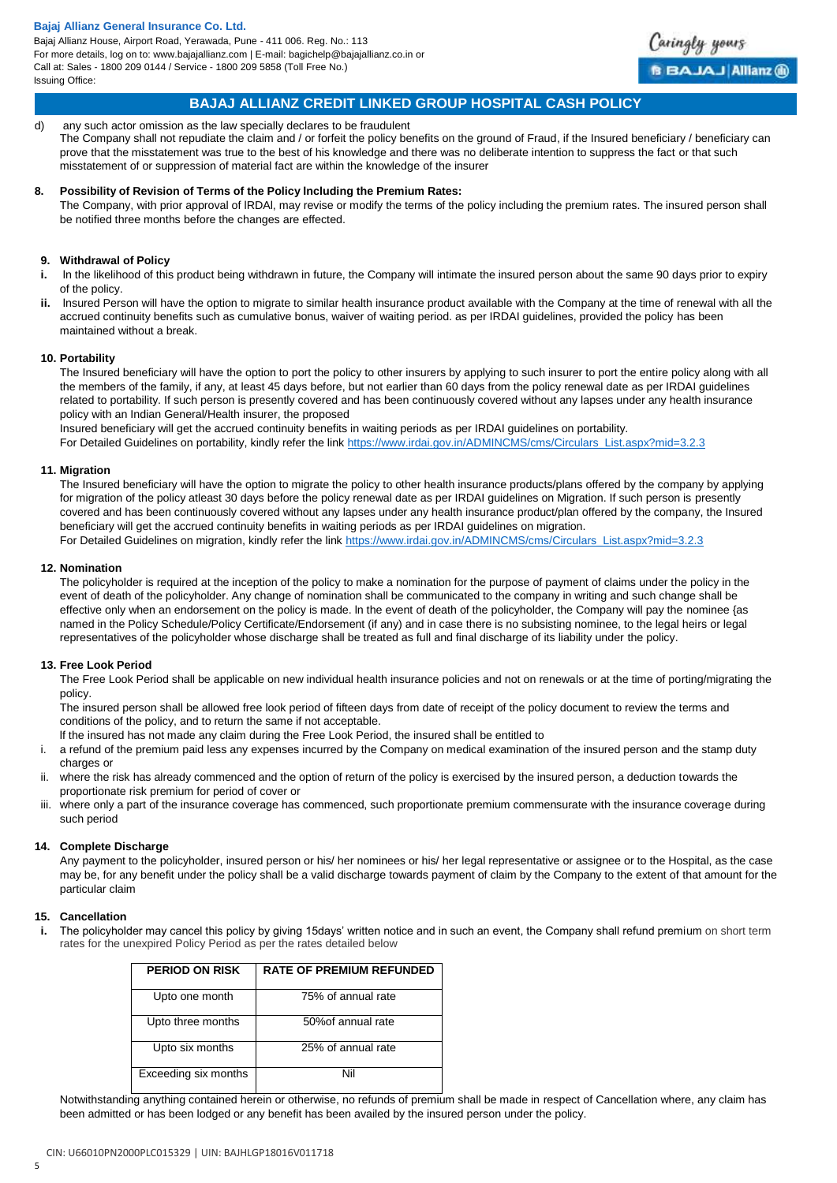## BAJAJ ALLIANZ CREDIT LINKED GROUP HOSPITAL CASH POLICY

d) any such actor omission as the law specially declares to be fraudulent

The Company shall not repudiate the claim and / or forfeit the policy benefits on the ground of Fraud, if the Insured beneficiary / beneficiary can prove that the misstatement was true to the best of his knowledge and there was no deliberate intention to suppress the fact or that such misstatement of or suppression of material fact are within the knowledge of the insurer

**8. Possibility of Revision of Terms of the Policy lncluding the Premium Rates:**

The Company, with prior approval of lRDAl, may revise or modify the terms of the policy including the premium rates. The insured person shall be notified three months before the changes are effected.

**9. Withdrawal of Policy**

**i.** In the likelihood of this product being withdrawn in future, the Company will intimate the insured person about the same 90 days prior to expiry of the policy.

**ii.** Insured Person will have the option to migrate to similar health insurance product available with the Company at the time of renewal with all the accrued continuity benefits such as cumulative bonus, waiver of waiting period. as per IRDAI guidelines, provided the policy has been maintained without a break.

**10. Portability**

The Insured beneficiary will have the option to port the policy to other insurers by applying to such insurer to port the entire policy along with all the members of the family, if any, at least 45 days before, but not earlier than 60 days from the policy renewal date as per IRDAI guidelines related to portability. If such person is presently covered and has been continuously covered without any lapses under any health insurance policy with an Indian General/Health insurer, the proposed

Insured beneficiary will get the accrued continuity benefits in waiting periods as per IRDAI guidelines on portability.

For Detailed Guidelines on portability, kindly refer the link https://www.irdai.gov.in/ADMINCMS/cms/Circulars_List.aspx?mid=3.2.3

**11. Migration**

The Insured beneficiary will have the option to migrate the policy to other health insurance products/plans offered by the company by applying for migration of the policy atleast 30 days before the policy renewal date as per IRDAI guidelines on Migration. If such person is presently covered and has been continuously covered without any lapses under any health insurance product/plan offered by the company, the Insured beneficiary will get the accrued continuity benefits in waiting periods as per IRDAI guidelines on migration.

For Detailed Guidelines on migration, kindly refer the link https://www.irdai.gov.in/ADMINCMS/cms/Circulars_List.aspx?mid=3.2.3

**12. Nomination**

The policyholder is required at the inception of the policy to make a nomination for the purpose of payment of claims under the policy in the event of death of the policyholder. Any change of nomination shall be communicated to the company in writing and such change shall be effective only when an endorsement on the policy is made. ln the event of death of the policyholder, the Company will pay the nominee {as named in the Policy Schedule/Policy Certificate/Endorsement (if any) and in case there is no subsisting nominee, to the legal heirs or legal representatives of the policyholder whose discharge shall be treated as full and final discharge of its liability under the policy.

**13. Free Look Period**

The Free Look Period shall be applicable on new individual health insurance policies and not on renewals or at the time of porting/migrating the policy.

The insured person shall be allowed free look period of fifteen days from date of receipt of the policy document to review the terms and conditions of the policy, and to return the same if not acceptable.

lf the insured has not made any claim during the Free Look Period, the insured shall be entitled to

i. a refund of the premium paid less any expenses incurred by the Company on medical examination of the insured person and the stamp duty charges or

ii. where the risk has already commenced and the option of return of the policy is exercised by the insured person, a deduction towards the proportionate risk premium for period of cover or

iii. where only a part of the insurance coverage has commenced, such proportionate premium commensurate with the insurance coverage during such period

**14. Complete Discharge**

Any payment to the policyholder, insured person or his/ her nominees or his/ her legal representative or assignee or to the Hospital, as the case may be, for any benefit under the policy shall be a valid discharge towards payment of claim by the Company to the extent of that amount for the particular claim

**15. Cancellation**

**i.** The policyholder may cancel this policy by giving 15days' written notice and in such an event, the Company shall refund premium on short term rates for the unexpired Policy Period as per the rates detailed below

| PERIOD ON RISK | RATE OF PREMIUM REFUNDED |
|---|---|
| Upto one month | 75% of annual rate |
| Upto three months | 50%of annual rate |
| Upto six months | 25% of annual rate |
| Exceeding six months | Nil |

Notwithstanding anything contained herein or otherwise, no refunds of premium shall be made in respect of Cancellation where, any claim has been admitted or has been lodged or any benefit has been availed by the insured person under the policy.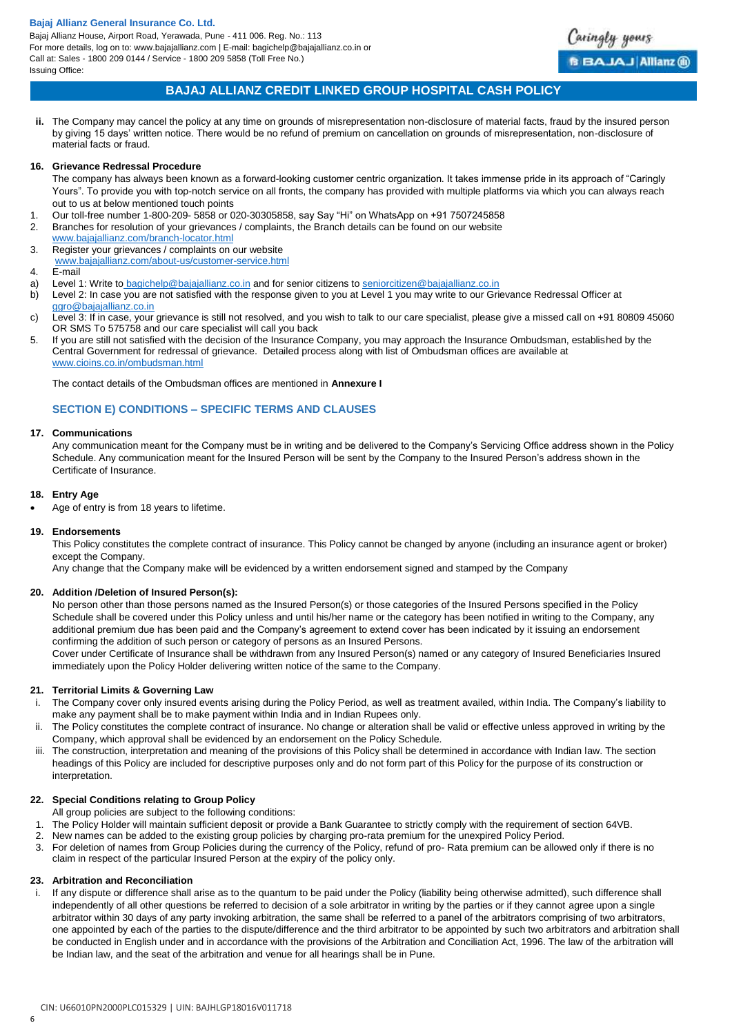ii. The Company may cancel the policy at any time on grounds of misrepresentation non-disclosure of material facts, fraud by the insured person by giving 15 days' written notice. There would be no refund of premium on cancellation on grounds of misrepresentation, non-disclosure of material facts or fraud.

**16. Grievance Redressal Procedure**

The company has always been known as a forward-looking customer centric organization. It takes immense pride in its approach of "Caringly Yours". To provide you with top-notch service on all fronts, the company has provided with multiple platforms via which you can always reach out to us at below mentioned touch points

1. Our toll-free number 1-800-209- 5858 or 020-30305858, say Say "Hi" on WhatsApp on +91 7507245858
2. Branches for resolution of your grievances / complaints, the Branch details can be found on our website www.bajajallianz.com/branch-locator.html
3. Register your grievances / complaints on our website www.bajajallianz.com/about-us/customer-service.html
4. E-mail

a) Level 1: Write to bagichelp@bajajallianz.co.in and for senior citizens to seniorcitizen@bajajallianz.co.in
b) Level 2: In case you are not satisfied with the response given to you at Level 1 you may write to our Grievance Redressal Officer at ggro@bajajallianz.co.in
c) Level 3: If in case, your grievance is still not resolved, and you wish to talk to our care specialist, please give a missed call on +91 80809 45060 OR SMS To 575758 and our care specialist will call you back

5. If you are still not satisfied with the decision of the Insurance Company, you may approach the Insurance Ombudsman, established by the Central Government for redressal of grievance. Detailed process along with list of Ombudsman offices are available at www.cioins.co.in/ombudsman.html

The contact details of the Ombudsman offices are mentioned in **Annexure I**

## SECTION E) CONDITIONS – SPECIFIC TERMS AND CLAUSES

**17. Communications**

Any communication meant for the Company must be in writing and be delivered to the Company's Servicing Office address shown in the Policy Schedule. Any communication meant for the Insured Person will be sent by the Company to the Insured Person's address shown in the Certificate of Insurance.

**18. Entry Age**

- Age of entry is from 18 years to lifetime.

**19. Endorsements**

This Policy constitutes the complete contract of insurance. This Policy cannot be changed by anyone (including an insurance agent or broker) except the Company.

Any change that the Company make will be evidenced by a written endorsement signed and stamped by the Company

**20. Addition /Deletion of Insured Person(s):**

No person other than those persons named as the Insured Person(s) or those categories of the Insured Persons specified in the Policy Schedule shall be covered under this Policy unless and until his/her name or the category has been notified in writing to the Company, any additional premium due has been paid and the Company's agreement to extend cover has been indicated by it issuing an endorsement confirming the addition of such person or category of persons as an Insured Persons.

Cover under Certificate of Insurance shall be withdrawn from any Insured Person(s) named or any category of Insured Beneficiaries Insured immediately upon the Policy Holder delivering written notice of the same to the Company.

**21. Territorial Limits & Governing Law**

i. The Company cover only insured events arising during the Policy Period, as well as treatment availed, within India. The Company's liability to make any payment shall be to make payment within India and in Indian Rupees only.
ii. The Policy constitutes the complete contract of insurance. No change or alteration shall be valid or effective unless approved in writing by the Company, which approval shall be evidenced by an endorsement on the Policy Schedule.
iii. The construction, interpretation and meaning of the provisions of this Policy shall be determined in accordance with Indian law. The section headings of this Policy are included for descriptive purposes only and do not form part of this Policy for the purpose of its construction or interpretation.

**22. Special Conditions relating to Group Policy**

All group policies are subject to the following conditions:

1. The Policy Holder will maintain sufficient deposit or provide a Bank Guarantee to strictly comply with the requirement of section 64VB.
2. New names can be added to the existing group policies by charging pro-rata premium for the unexpired Policy Period.
3. For deletion of names from Group Policies during the currency of the Policy, refund of pro- Rata premium can be allowed only if there is no claim in respect of the particular Insured Person at the expiry of the policy only.

**23. Arbitration and Reconciliation**

i. If any dispute or difference shall arise as to the quantum to be paid under the Policy (liability being otherwise admitted), such difference shall independently of all other questions be referred to decision of a sole arbitrator in writing by the parties or if they cannot agree upon a single arbitrator within 30 days of any party invoking arbitration, the same shall be referred to a panel of the arbitrators comprising of two arbitrators, one appointed by each of the parties to the dispute/difference and the third arbitrator to be appointed by such two arbitrators and arbitration shall be conducted in English under and in accordance with the provisions of the Arbitration and Conciliation Act, 1996. The law of the arbitration will be Indian law, and the seat of the arbitration and venue for all hearings shall be in Pune.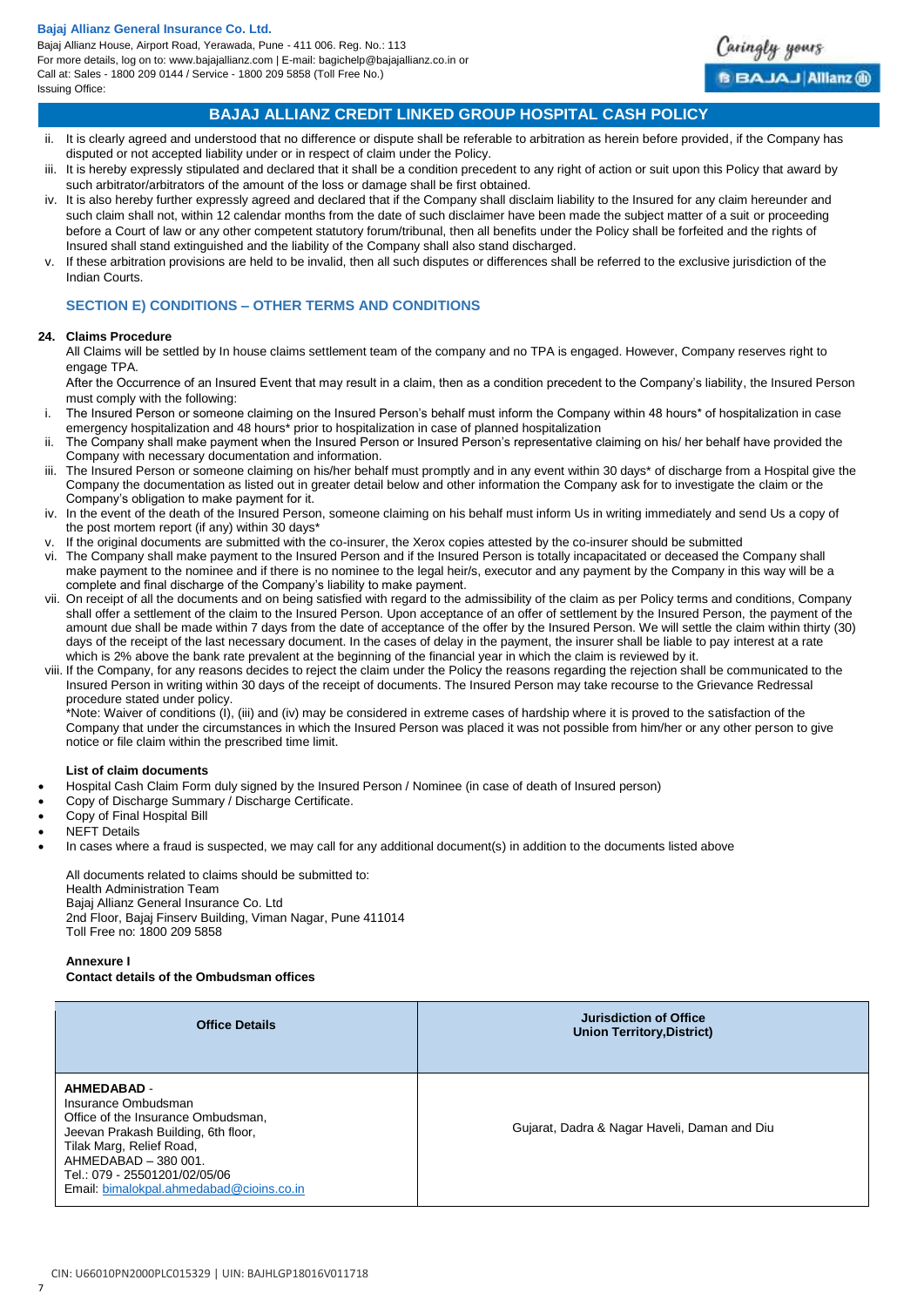ii. It is clearly agreed and understood that no difference or dispute shall be referable to arbitration as herein before provided, if the Company has disputed or not accepted liability under or in respect of claim under the Policy.

iii. It is hereby expressly stipulated and declared that it shall be a condition precedent to any right of action or suit upon this Policy that award by such arbitrator/arbitrators of the amount of the loss or damage shall be first obtained.

iv. It is also hereby further expressly agreed and declared that if the Company shall disclaim liability to the Insured for any claim hereunder and such claim shall not, within 12 calendar months from the date of such disclaimer have been made the subject matter of a suit or proceeding before a Court of law or any other competent statutory forum/tribunal, then all benefits under the Policy shall be forfeited and the rights of Insured shall stand extinguished and the liability of the Company shall also stand discharged.

v. If these arbitration provisions are held to be invalid, then all such disputes or differences shall be referred to the exclusive jurisdiction of the Indian Courts.

## SECTION E) CONDITIONS – OTHER TERMS AND CONDITIONS

### 24. Claims Procedure

All Claims will be settled by In house claims settlement team of the company and no TPA is engaged. However, Company reserves right to engage TPA.

After the Occurrence of an Insured Event that may result in a claim, then as a condition precedent to the Company's liability, the Insured Person must comply with the following:

i. The Insured Person or someone claiming on the Insured Person's behalf must inform the Company within 48 hours* of hospitalization in case emergency hospitalization and 48 hours* prior to hospitalization in case of planned hospitalization

ii. The Company shall make payment when the Insured Person or Insured Person's representative claiming on his/ her behalf have provided the Company with necessary documentation and information.

iii. The Insured Person or someone claiming on his/her behalf must promptly and in any event within 30 days* of discharge from a Hospital give the Company the documentation as listed out in greater detail below and other information the Company ask for to investigate the claim or the Company's obligation to make payment for it.

iv. In the event of the death of the Insured Person, someone claiming on his behalf must inform Us in writing immediately and send Us a copy of the post mortem report (if any) within 30 days*

v. If the original documents are submitted with the co-insurer, the Xerox copies attested by the co-insurer should be submitted

vi. The Company shall make payment to the Insured Person and if the Insured Person is totally incapacitated or deceased the Company shall make payment to the nominee and if there is no nominee to the legal heir/s, executor and any payment by the Company in this way will be a complete and final discharge of the Company's liability to make payment.

vii. On receipt of all the documents and on being satisfied with regard to the admissibility of the claim as per Policy terms and conditions, Company shall offer a settlement of the claim to the Insured Person. Upon acceptance of an offer of settlement by the Insured Person, the payment of the amount due shall be made within 7 days from the date of acceptance of the offer by the Insured Person. We will settle the claim within thirty (30) days of the receipt of the last necessary document. In the cases of delay in the payment, the insurer shall be liable to pay interest at a rate which is 2% above the bank rate prevalent at the beginning of the financial year in which the claim is reviewed by it.

viii. If the Company, for any reasons decides to reject the claim under the Policy the reasons regarding the rejection shall be communicated to the Insured Person in writing within 30 days of the receipt of documents. The Insured Person may take recourse to the Grievance Redressal procedure stated under policy.

*Note: Waiver of conditions (I), (iii) and (iv) may be considered in extreme cases of hardship where it is proved to the satisfaction of the Company that under the circumstances in which the Insured Person was placed it was not possible from him/her or any other person to give notice or file claim within the prescribed time limit.

**List of claim documents**

- Hospital Cash Claim Form duly signed by the Insured Person / Nominee (in case of death of Insured person)
- Copy of Discharge Summary / Discharge Certificate.
- Copy of Final Hospital Bill
- NEFT Details
- In cases where a fraud is suspected, we may call for any additional document(s) in addition to the documents listed above

All documents related to claims should be submitted to:
Health Administration Team
Bajaj Allianz General Insurance Co. Ltd
2nd Floor, Bajaj Finserv Building, Viman Nagar, Pune 411014
Toll Free no: 1800 209 5858

**Annexure I**
**Contact details of the Ombudsman offices**

| Office Details | Jurisdiction of Office Union Territory,District) |
|---|---|
| **AHMEDABAD** - Insurance Ombudsman<br>Office of the Insurance Ombudsman,<br>Jeevan Prakash Building, 6th floor,<br>Tilak Marg, Relief Road,<br>AHMEDABAD – 380 001.<br>Tel.: 079 - 25501201/02/05/06<br>Email: bimalokpal.ahmedabad@cioins.co.in | Gujarat, Dadra & Nagar Haveli, Daman and Diu |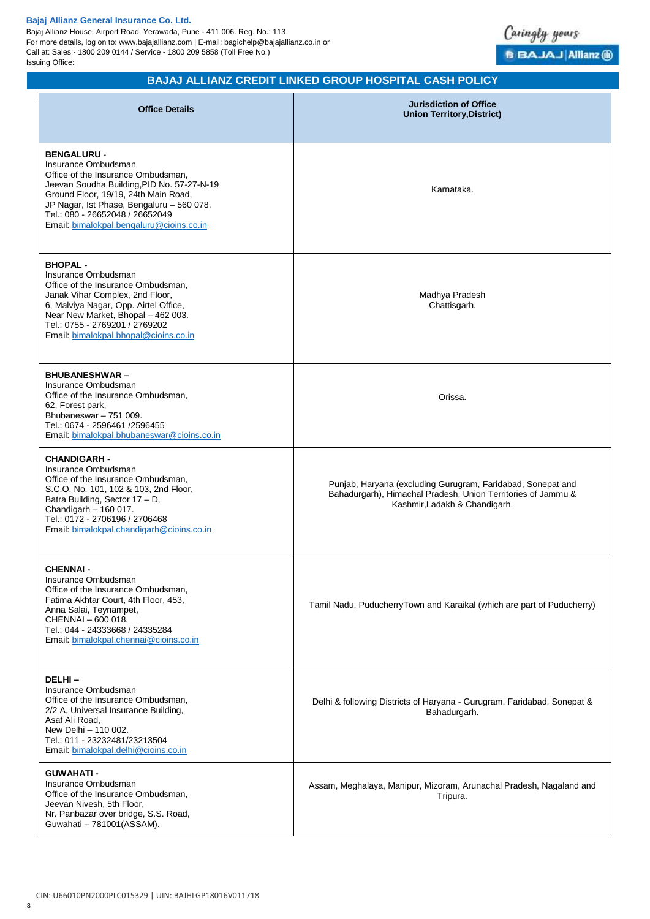**Bajaj Allianz General Insurance Co. Ltd.**
Bajaj Allianz House, Airport Road, Yerawada, Pune - 411 006. Reg. No.: 113
For more details, log on to: www.bajajallianz.com | E-mail: bagichelp@bajajallianz.co.in or
Call at: Sales - 1800 209 0144 / Service - 1800 209 5858 (Toll Free No.)
Issuing Office:

## BAJAJ ALLIANZ CREDIT LINKED GROUP HOSPITAL CASH POLICY

| Office Details | Jurisdiction of Office Union Territory,District) |
|---|---|
| **BENGALURU** - Insurance Ombudsman Office of the Insurance Ombudsman, Jeevan Soudha Building,PID No. 57-27-N-19 Ground Floor, 19/19, 24th Main Road, JP Nagar, Ist Phase, Bengaluru – 560 078. Tel.: 080 - 26652048 / 26652049 Email: bimalokpal.bengaluru@cioins.co.in | Karnataka. |
| **BHOPAL** - Insurance Ombudsman Office of the Insurance Ombudsman, Janak Vihar Complex, 2nd Floor, 6, Malviya Nagar, Opp. Airtel Office, Near New Market, Bhopal – 462 003. Tel.: 0755 - 2769201 / 2769202 Email: bimalokpal.bhopal@cioins.co.in | Madhya Pradesh Chattisgarh. |
| **BHUBANESHWAR** – Insurance Ombudsman Office of the Insurance Ombudsman, 62, Forest park, Bhubaneswar – 751 009. Tel.: 0674 - 2596461 /2596455 Email: bimalokpal.bhubaneswar@cioins.co.in | Orissa. |
| **CHANDIGARH** - Insurance Ombudsman Office of the Insurance Ombudsman, S.C.O. No. 101, 102 & 103, 2nd Floor, Batra Building, Sector 17 – D, Chandigarh – 160 017. Tel.: 0172 - 2706196 / 2706468 Email: bimalokpal.chandigarh@cioins.co.in | Punjab, Haryana (excluding Gurugram, Faridabad, Sonepat and Bahadurgarh), Himachal Pradesh, Union Territories of Jammu & Kashmir,Ladakh & Chandigarh. |
| **CHENNAI** - Insurance Ombudsman Office of the Insurance Ombudsman, Fatima Akhtar Court, 4th Floor, 453, Anna Salai, Teynampet, CHENNAI – 600 018. Tel.: 044 - 24333668 / 24335284 Email: bimalokpal.chennai@cioins.co.in | Tamil Nadu, PuducherryTown and Karaikal (which are part of Puducherry) |
| **DELHI** – Insurance Ombudsman Office of the Insurance Ombudsman, 2/2 A, Universal Insurance Building, Asaf Ali Road, New Delhi – 110 002. Tel.: 011 - 23232481/23213504 Email: bimalokpal.delhi@cioins.co.in | Delhi & following Districts of Haryana - Gurugram, Faridabad, Sonepat & Bahadurgarh. |
| **GUWAHATI** - Insurance Ombudsman Office of the Insurance Ombudsman, Jeevan Nivesh, 5th Floor, Nr. Panbazar over bridge, S.S. Road, Guwahati – 781001(ASSAM). | Assam, Meghalaya, Manipur, Mizoram, Arunachal Pradesh, Nagaland and Tripura. |

CIN: U66010PN2000PLC015329 | UIN: BAJHLGP18016V011718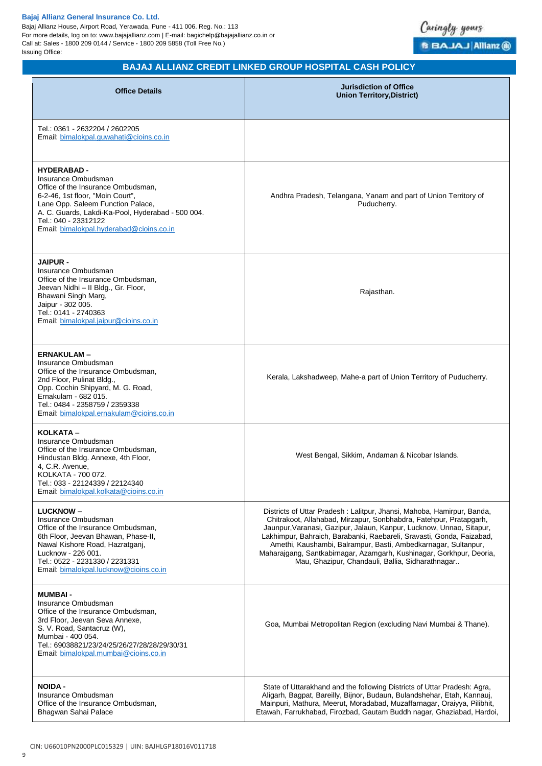**Bajaj Allianz General Insurance Co. Ltd.**
Bajaj Allianz House, Airport Road, Yerawada, Pune - 411 006. Reg. No.: 113
For more details, log on to: www.bajajallianz.com | E-mail: bagichelp@bajajallianz.co.in or
Call at: Sales - 1800 209 0144 / Service - 1800 209 5858 (Toll Free No.)
Issuing Office:

## BAJAJ ALLIANZ CREDIT LINKED GROUP HOSPITAL CASH POLICY

| Office Details | Jurisdiction of Office Union Territory,District) |
|---|---|
| Tel.: 0361 - 2632204 / 2602205<br>Email: bimalokpal.guwahati@cioins.co.in | |
| **HYDERABAD -**<br>Insurance Ombudsman<br>Office of the Insurance Ombudsman,<br>6-2-46, 1st floor, "Moin Court",<br>Lane Opp. Saleem Function Palace,<br>A. C. Guards, Lakdi-Ka-Pool, Hyderabad - 500 004.<br>Tel.: 040 - 23312122<br>Email: bimalokpal.hyderabad@cioins.co.in | Andhra Pradesh, Telangana, Yanam and part of Union Territory of Puducherry. |
| **JAIPUR -**<br>Insurance Ombudsman<br>Office of the Insurance Ombudsman,<br>Jeevan Nidhi – II Bldg., Gr. Floor,<br>Bhawani Singh Marg,<br>Jaipur - 302 005.<br>Tel.: 0141 - 2740363<br>Email: bimalokpal.jaipur@cioins.co.in | Rajasthan. |
| **ERNAKULAM –**<br>Insurance Ombudsman<br>Office of the Insurance Ombudsman,<br>2nd Floor, Pulinat Bldg.,<br>Opp. Cochin Shipyard, M. G. Road,<br>Ernakulam - 682 015.<br>Tel.: 0484 - 2358759 / 2359338<br>Email: bimalokpal.ernakulam@cioins.co.in | Kerala, Lakshadweep, Mahe-a part of Union Territory of Puducherry. |
| **KOLKATA –**<br>Insurance Ombudsman<br>Office of the Insurance Ombudsman,<br>Hindustan Bldg. Annexe, 4th Floor,<br>4, C.R. Avenue,<br>KOLKATA - 700 072.<br>Tel.: 033 - 22124339 / 22124340<br>Email: bimalokpal.kolkata@cioins.co.in | West Bengal, Sikkim, Andaman & Nicobar Islands. |
| **LUCKNOW –**<br>Insurance Ombudsman<br>Office of the Insurance Ombudsman,<br>6th Floor, Jeevan Bhawan, Phase-II,<br>Nawal Kishore Road, Hazratganj,<br>Lucknow - 226 001.<br>Tel.: 0522 - 2231330 / 2231331<br>Email: bimalokpal.lucknow@cioins.co.in | Districts of Uttar Pradesh : Lalitpur, Jhansi, Mahoba, Hamirpur, Banda, Chitrakoot, Allahabad, Mirzapur, Sonbhabdra, Fatehpur, Pratapgarh, Jaunpur,Varanasi, Gazipur, Jalaun, Kanpur, Lucknow, Unnao, Sitapur, Lakhimpur, Bahraich, Barabanki, Raebareli, Sravasti, Gonda, Faizabad, Amethi, Kaushambi, Balrampur, Basti, Ambedkarnagar, Sultanpur, Maharajgang, Santkabirnagar, Azamgarh, Kushinagar, Gorkhpur, Deoria, Mau, Ghazipur, Chandauli, Ballia, Sidharathnagar.. |
| **MUMBAI -**<br>Insurance Ombudsman<br>Office of the Insurance Ombudsman,<br>3rd Floor, Jeevan Seva Annexe,<br>S. V. Road, Santacruz (W),<br>Mumbai - 400 054.<br>Tel.: 69038821/23/24/25/26/27/28/28/29/30/31<br>Email: bimalokpal.mumbai@cioins.co.in | Goa, Mumbai Metropolitan Region (excluding Navi Mumbai & Thane). |
| **NOIDA -**<br>Insurance Ombudsman<br>Office of the Insurance Ombudsman,<br>Bhagwan Sahai Palace | State of Uttarakhand and the following Districts of Uttar Pradesh: Agra, Aligarh, Bagpat, Bareilly, Bijnor, Budaun, Bulandshehar, Etah, Kannauj, Mainpuri, Mathura, Meerut, Moradabad, Muzaffarnagar, Oraiyya, Pilibhit, Etawah, Farrukhabad, Firozbad, Gautam Buddh nagar, Ghaziabad, Hardoi, |

CIN: U66010PN2000PLC015329 | UIN: BAJHLGP18016V011718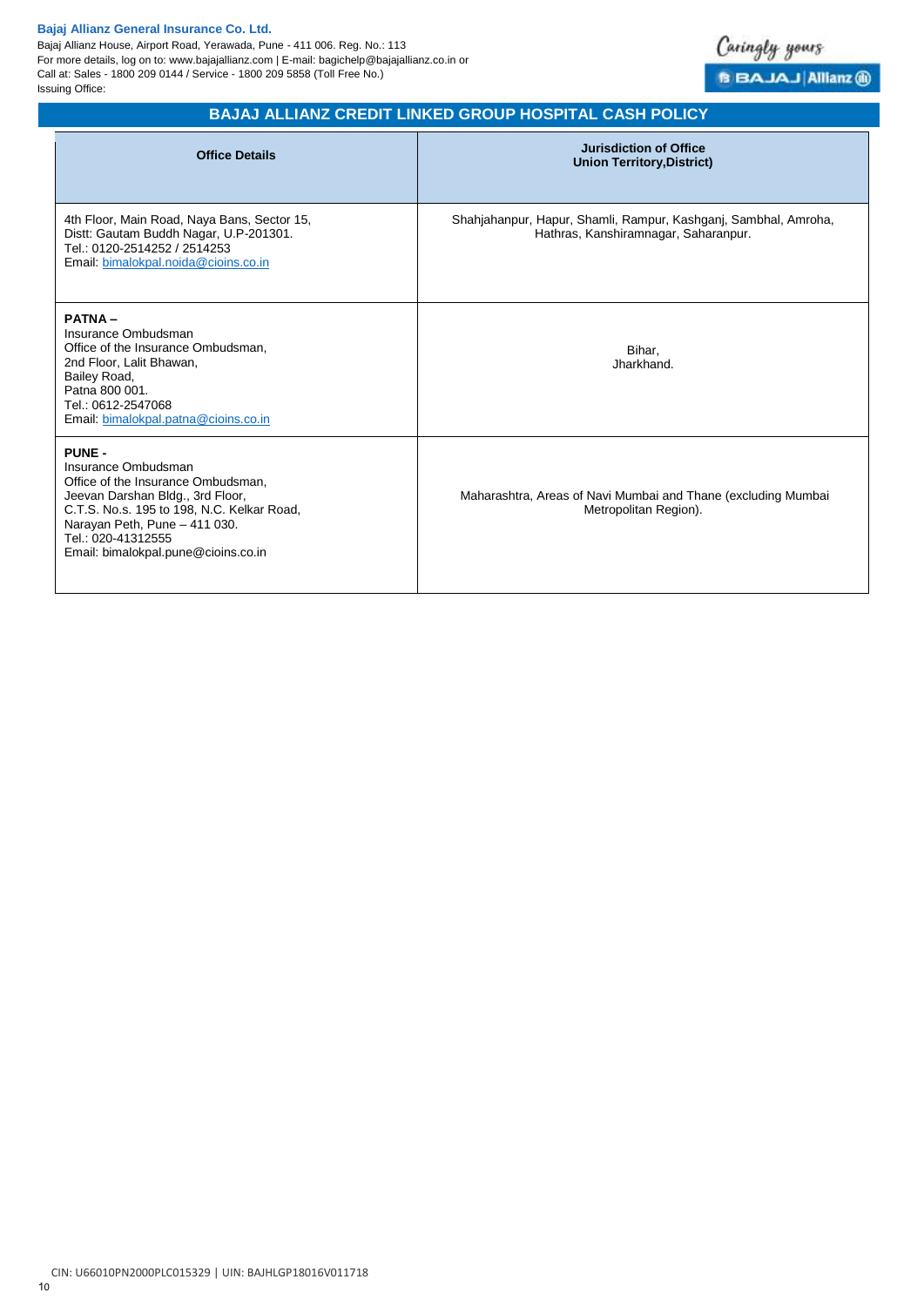## BAJAJ ALLIANZ CREDIT LINKED GROUP HOSPITAL CASH POLICY

| Office Details | Jurisdiction of Office Union Territory,District) |
|---|---|
| 4th Floor, Main Road, Naya Bans, Sector 15, Distt: Gautam Buddh Nagar, U.P-201301. Tel.: 0120-2514252 / 2514253 Email: bimalokpal.noida@cioins.co.in | Shahjahanpur, Hapur, Shamli, Rampur, Kashganj, Sambhal, Amroha, Hathras, Kanshiramnagar, Saharanpur. |
| **PATNA –** Insurance Ombudsman Office of the Insurance Ombudsman, 2nd Floor, Lalit Bhawan, Bailey Road, Patna 800 001. Tel.: 0612-2547068 Email: bimalokpal.patna@cioins.co.in | Bihar, Jharkhand. |
| **PUNE -** Insurance Ombudsman Office of the Insurance Ombudsman, Jeevan Darshan Bldg., 3rd Floor, C.T.S. No.s. 195 to 198, N.C. Kelkar Road, Narayan Peth, Pune – 411 030. Tel.: 020-41312555 Email: bimalokpal.pune@cioins.co.in | Maharashtra, Areas of Navi Mumbai and Thane (excluding Mumbai Metropolitan Region). |